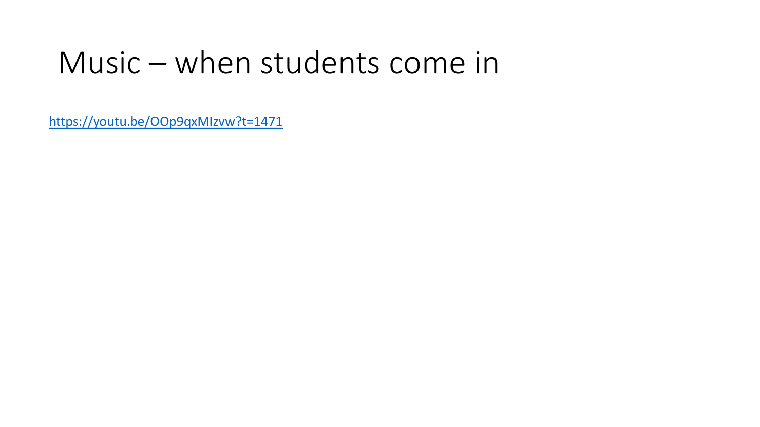# Music – when students come in

https://youtu.be/OOp9qxMIzvw?t=1471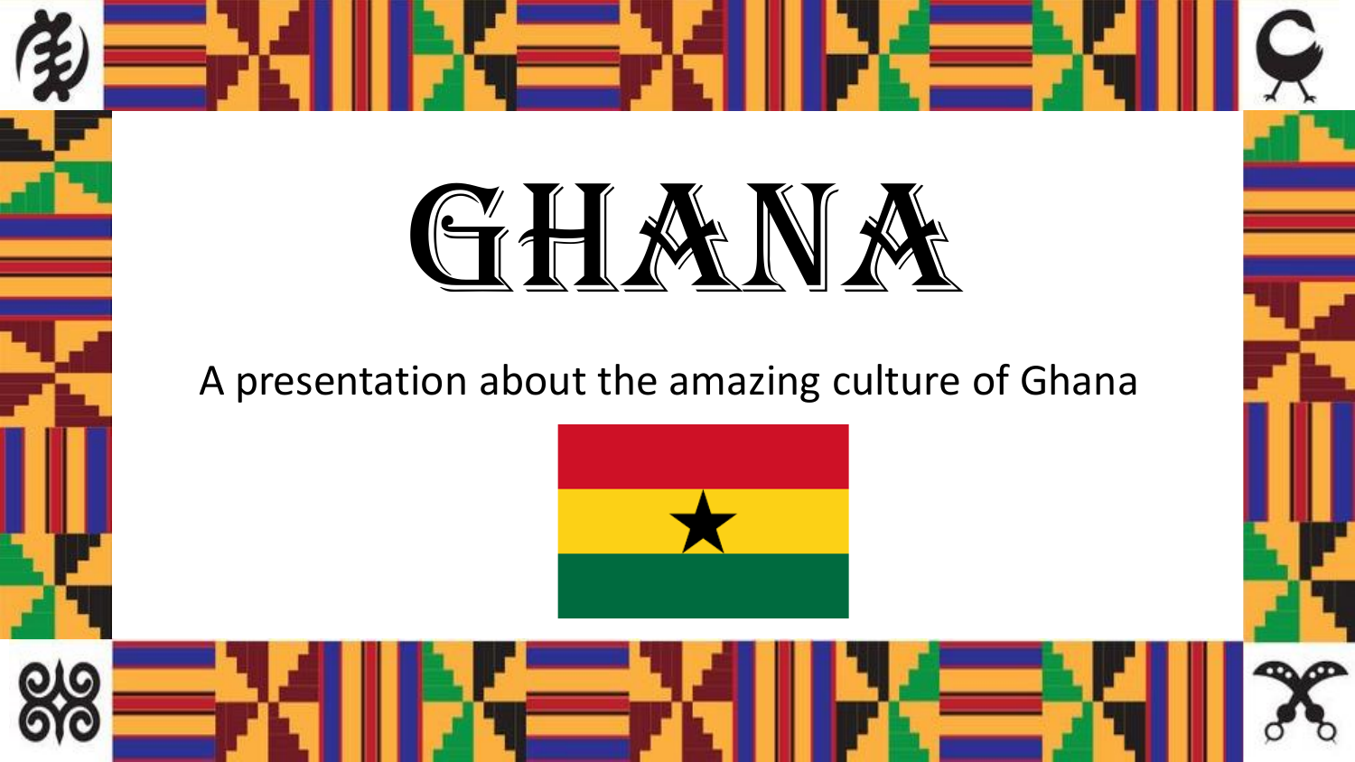# GHANA

A presentation about the amazing culture of Ghana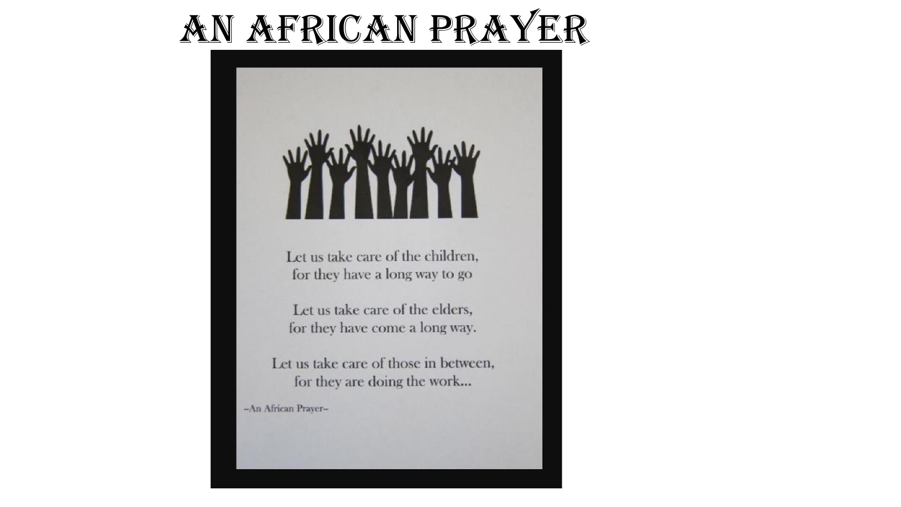# AN AFRICAN PRAYER

Let us take care of the children,
for they have a long way to go

Let us take care of the elders,
for they have come a long way.

Let us take care of those in between,
for they are doing the work...

--An African Prayer--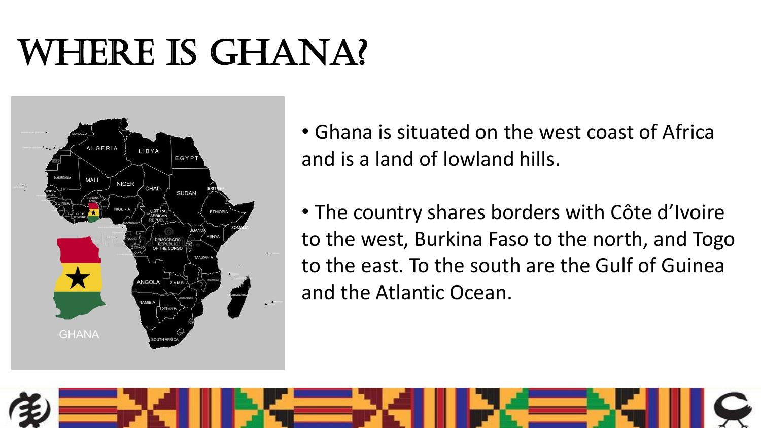# Where is Ghana?

- Ghana is situated on the west coast of Africa and is a land of lowland hills.

- The country shares borders with Côte d'Ivoire to the west, Burkina Faso to the north, and Togo to the east. To the south are the Gulf of Guinea and the Atlantic Ocean.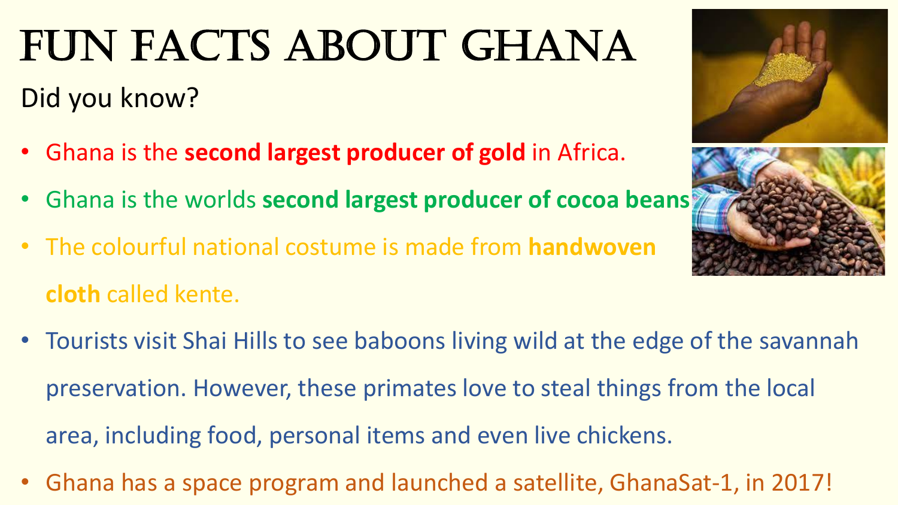# Fun Facts About Ghana

Did you know?

- Ghana is the **second largest producer of gold** in Africa.
- Ghana is the worlds **second largest producer of cocoa beans**
- The colourful national costume is made from **handwoven cloth** called kente.
- Tourists visit Shai Hills to see baboons living wild at the edge of the savannah preservation. However, these primates love to steal things from the local area, including food, personal items and even live chickens.
- Ghana has a space program and launched a satellite, GhanaSat-1, in 2017!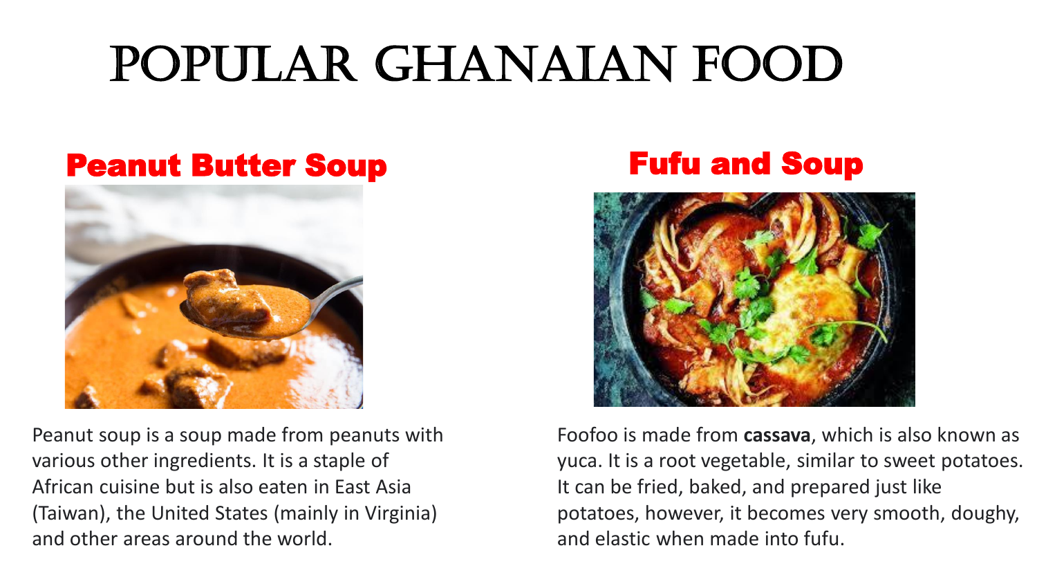# POPULAR GHANAIAN FOOD

## Peanut Butter Soup

Peanut soup is a soup made from peanuts with various other ingredients. It is a staple of African cuisine but is also eaten in East Asia (Taiwan), the United States (mainly in Virginia) and other areas around the world.

## Fufu and Soup

Foofoo is made from **cassava**, which is also known as yuca. It is a root vegetable, similar to sweet potatoes. It can be fried, baked, and prepared just like potatoes, however, it becomes very smooth, doughy, and elastic when made into fufu.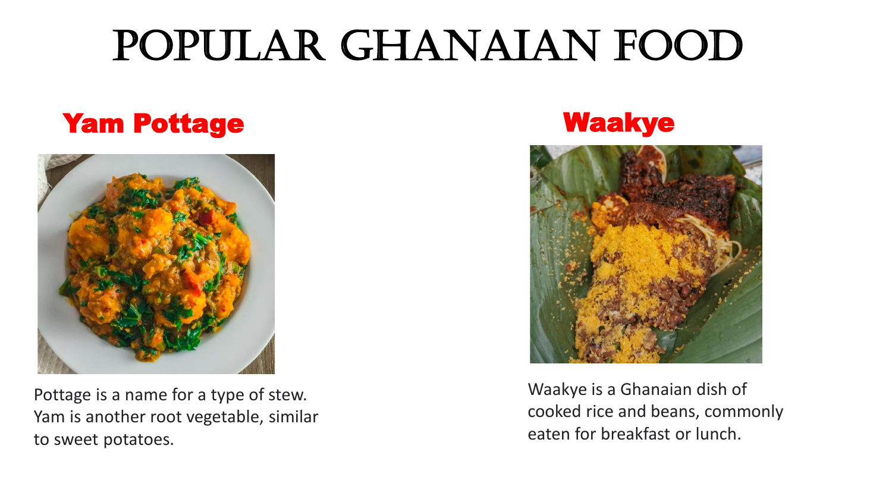# Popular Ghanaian Food

## Yam Pottage

Pottage is a name for a type of stew. Yam is another root vegetable, similar to sweet potatoes.

## Waakye

Waakye is a Ghanaian dish of cooked rice and beans, commonly eaten for breakfast or lunch.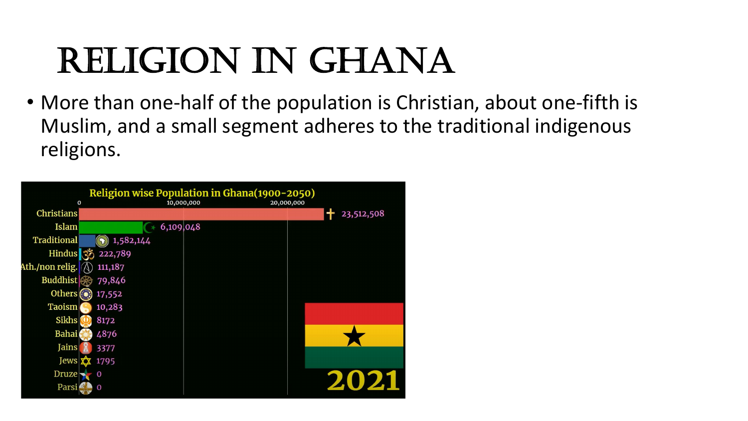# RELIGION IN GHANA

- More than one-half of the population is Christian, about one-fifth is Muslim, and a small segment adheres to the traditional indigenous religions.

Religion wise Population in Ghana(1900-2050)

0
10,000,000
20,000,000

Christians 23,512,508
Islam 6,109,048
Traditional 1,582,144
Hindus 222,789
Ath./non relig. 111,187
Buddhist 79,846
Others 17,552
Taoism 10,283
Sikhs 8172
Bahai 4876
Jains 3377
Jews 1795
Druze 0
Parsi 0

2021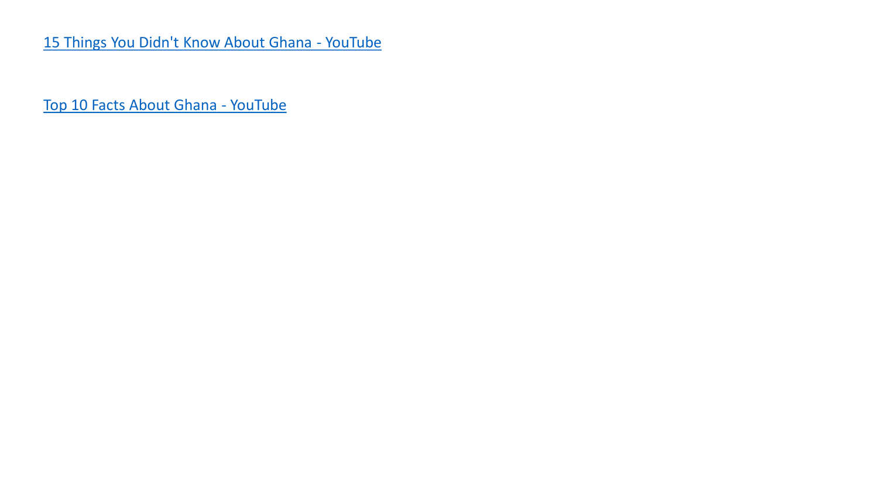[15 Things You Didn't Know About Ghana - YouTube]

[Top 10 Facts About Ghana - YouTube]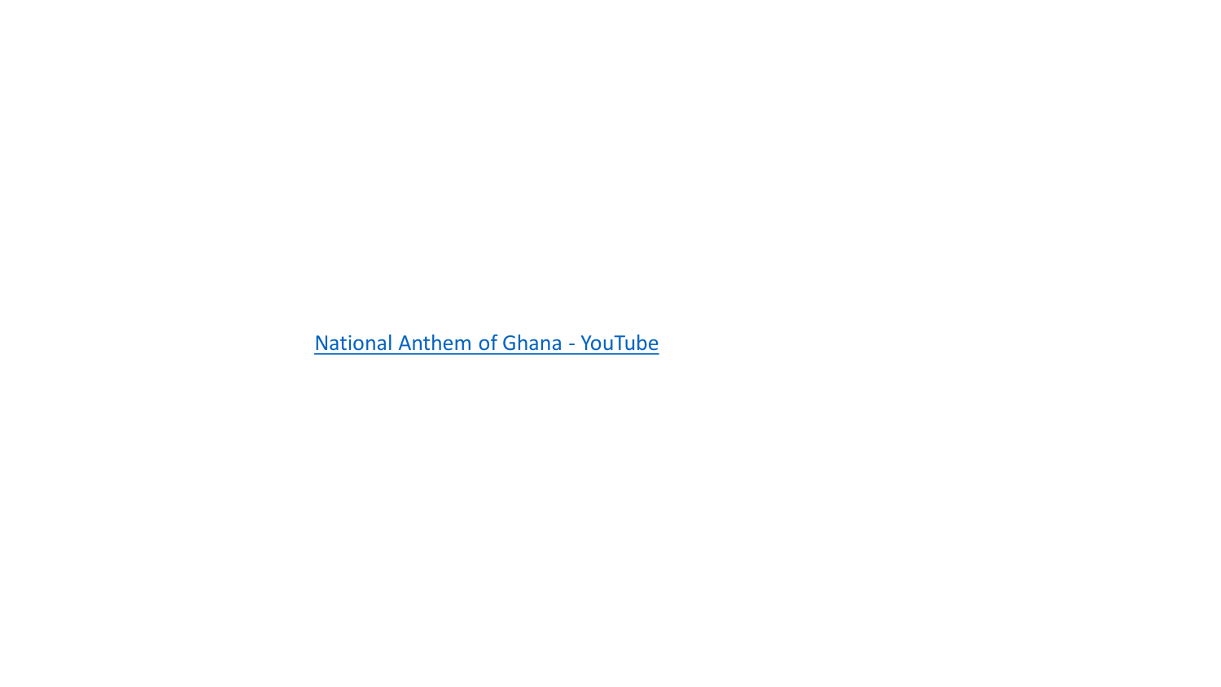National Anthem of Ghana - YouTube